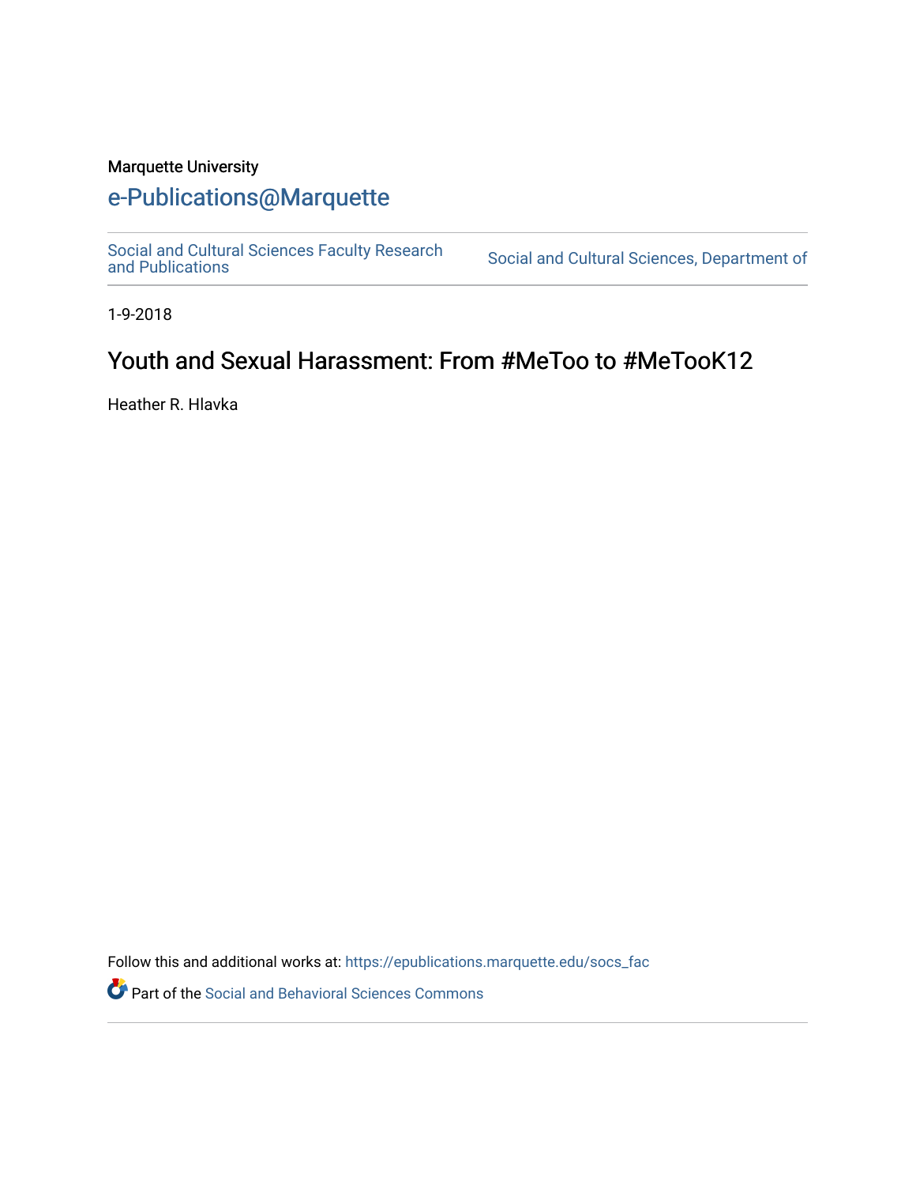Marquette University

# e-Publications@Marquette

Social and Cultural Sciences Faculty Research and Publications | Social and Cultural Sciences, Department of

1-9-2018

## Youth and Sexual Harassment: From #MeToo to #MeTooK12

Heather R. Hlavka

Follow this and additional works at: https://epublications.marquette.edu/socs_fac

Part of the Social and Behavioral Sciences Commons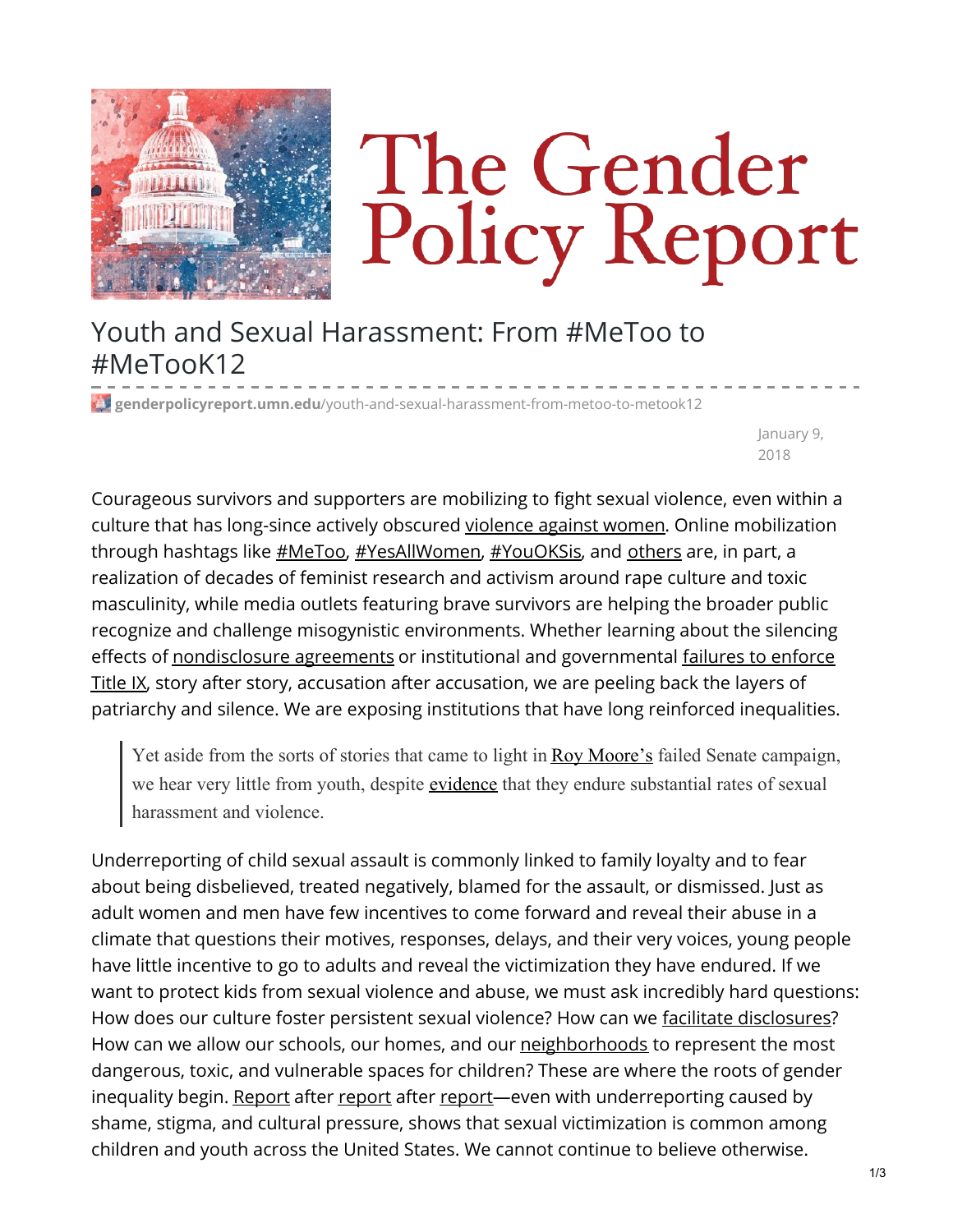# The Gender Policy Report

## Youth and Sexual Harassment: From #MeToo to #MeTooK12

genderpolicyreport.umn.edu/youth-and-sexual-harassment-from-metoo-to-metook12

January 9, 2018

Courageous survivors and supporters are mobilizing to fight sexual violence, even within a culture that has long-since actively obscured violence against women. Online mobilization through hashtags like #MeToo, #YesAllWomen, #YouOKSis, and others are, in part, a realization of decades of feminist research and activism around rape culture and toxic masculinity, while media outlets featuring brave survivors are helping the broader public recognize and challenge misogynistic environments. Whether learning about the silencing effects of nondisclosure agreements or institutional and governmental failures to enforce Title IX, story after story, accusation after accusation, we are peeling back the layers of patriarchy and silence. We are exposing institutions that have long reinforced inequalities.

> Yet aside from the sorts of stories that came to light in Roy Moore's failed Senate campaign, we hear very little from youth, despite evidence that they endure substantial rates of sexual harassment and violence.

Underreporting of child sexual assault is commonly linked to family loyalty and to fear about being disbelieved, treated negatively, blamed for the assault, or dismissed. Just as adult women and men have few incentives to come forward and reveal their abuse in a climate that questions their motives, responses, delays, and their very voices, young people have little incentive to go to adults and reveal the victimization they have endured. If we want to protect kids from sexual violence and abuse, we must ask incredibly hard questions: How does our culture foster persistent sexual violence? How can we facilitate disclosures? How can we allow our schools, our homes, and our neighborhoods to represent the most dangerous, toxic, and vulnerable spaces for children? These are where the roots of gender inequality begin. Report after report after report—even with underreporting caused by shame, stigma, and cultural pressure, shows that sexual victimization is common among children and youth across the United States. We cannot continue to believe otherwise.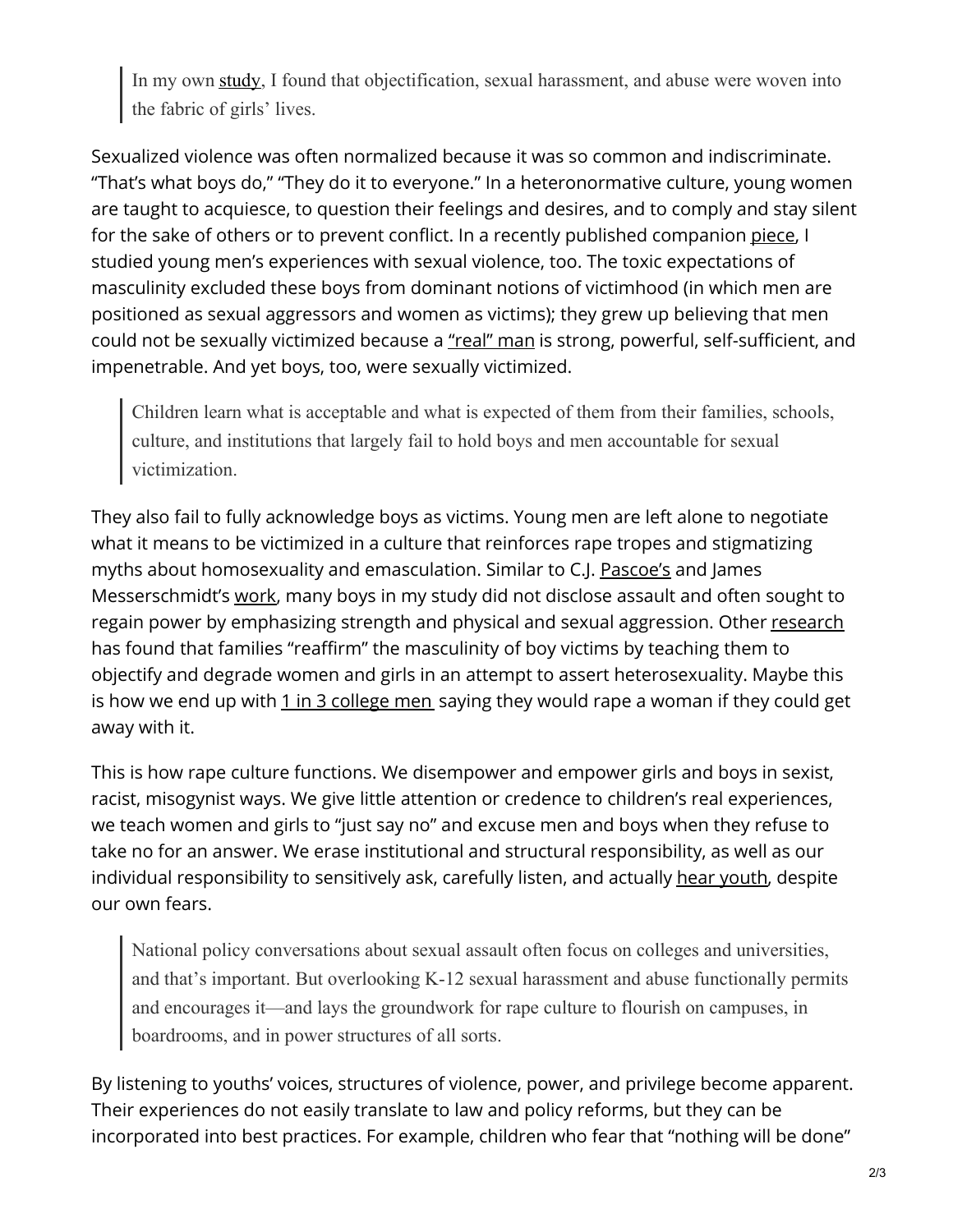> In my own study, I found that objectification, sexual harassment, and abuse were woven into the fabric of girls' lives.

Sexualized violence was often normalized because it was so common and indiscriminate. "That's what boys do," "They do it to everyone." In a heteronormative culture, young women are taught to acquiesce, to question their feelings and desires, and to comply and stay silent for the sake of others or to prevent conflict. In a recently published companion piece, I studied young men's experiences with sexual violence, too. The toxic expectations of masculinity excluded these boys from dominant notions of victimhood (in which men are positioned as sexual aggressors and women as victims); they grew up believing that men could not be sexually victimized because a "real" man is strong, powerful, self-sufficient, and impenetrable. And yet boys, too, were sexually victimized.

> Children learn what is acceptable and what is expected of them from their families, schools, culture, and institutions that largely fail to hold boys and men accountable for sexual victimization.

They also fail to fully acknowledge boys as victims. Young men are left alone to negotiate what it means to be victimized in a culture that reinforces rape tropes and stigmatizing myths about homosexuality and emasculation. Similar to C.J. Pascoe's and James Messerschmidt's work, many boys in my study did not disclose assault and often sought to regain power by emphasizing strength and physical and sexual aggression. Other research has found that families "reaffirm" the masculinity of boy victims by teaching them to objectify and degrade women and girls in an attempt to assert heterosexuality. Maybe this is how we end up with 1 in 3 college men saying they would rape a woman if they could get away with it.

This is how rape culture functions. We disempower and empower girls and boys in sexist, racist, misogynist ways. We give little attention or credence to children's real experiences, we teach women and girls to "just say no" and excuse men and boys when they refuse to take no for an answer. We erase institutional and structural responsibility, as well as our individual responsibility to sensitively ask, carefully listen, and actually hear youth, despite our own fears.

> National policy conversations about sexual assault often focus on colleges and universities, and that's important. But overlooking K-12 sexual harassment and abuse functionally permits and encourages it—and lays the groundwork for rape culture to flourish on campuses, in boardrooms, and in power structures of all sorts.

By listening to youths' voices, structures of violence, power, and privilege become apparent. Their experiences do not easily translate to law and policy reforms, but they can be incorporated into best practices. For example, children who fear that "nothing will be done"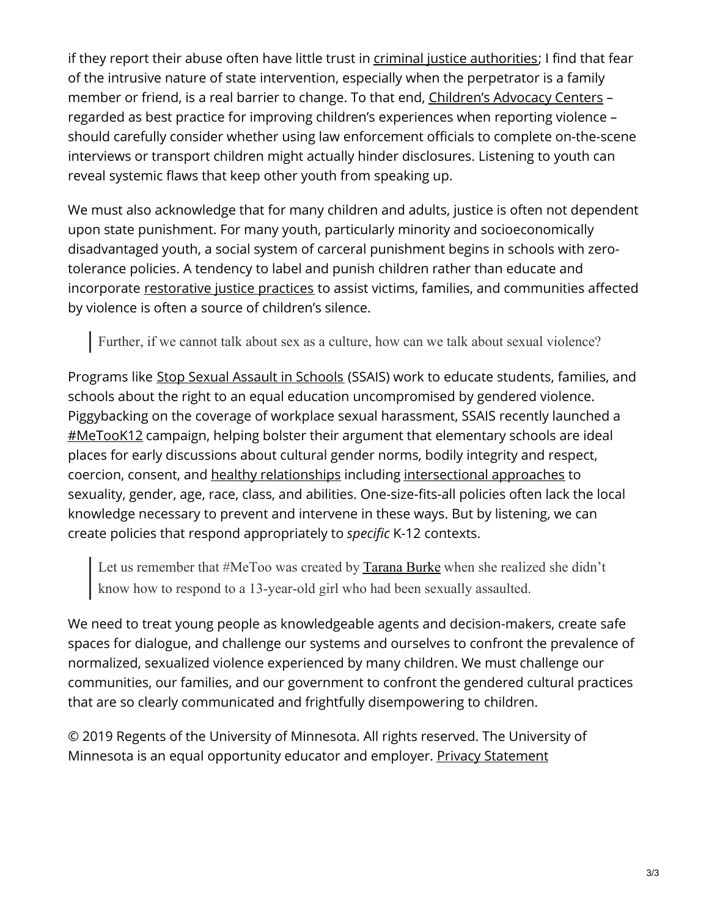if they report their abuse often have little trust in criminal justice authorities; I find that fear of the intrusive nature of state intervention, especially when the perpetrator is a family member or friend, is a real barrier to change. To that end, Children's Advocacy Centers – regarded as best practice for improving children's experiences when reporting violence – should carefully consider whether using law enforcement officials to complete on-the-scene interviews or transport children might actually hinder disclosures. Listening to youth can reveal systemic flaws that keep other youth from speaking up.

We must also acknowledge that for many children and adults, justice is often not dependent upon state punishment. For many youth, particularly minority and socioeconomically disadvantaged youth, a social system of carceral punishment begins in schools with zero-tolerance policies. A tendency to label and punish children rather than educate and incorporate restorative justice practices to assist victims, families, and communities affected by violence is often a source of children's silence.

> Further, if we cannot talk about sex as a culture, how can we talk about sexual violence?

Programs like Stop Sexual Assault in Schools (SSAIS) work to educate students, families, and schools about the right to an equal education uncompromised by gendered violence. Piggybacking on the coverage of workplace sexual harassment, SSAIS recently launched a #MeTooK12 campaign, helping bolster their argument that elementary schools are ideal places for early discussions about cultural gender norms, bodily integrity and respect, coercion, consent, and healthy relationships including intersectional approaches to sexuality, gender, age, race, class, and abilities. One-size-fits-all policies often lack the local knowledge necessary to prevent and intervene in these ways. But by listening, we can create policies that respond appropriately to *specific* K-12 contexts.

> Let us remember that #MeToo was created by Tarana Burke when she realized she didn't know how to respond to a 13-year-old girl who had been sexually assaulted.

We need to treat young people as knowledgeable agents and decision-makers, create safe spaces for dialogue, and challenge our systems and ourselves to confront the prevalence of normalized, sexualized violence experienced by many children. We must challenge our communities, our families, and our government to confront the gendered cultural practices that are so clearly communicated and frightfully disempowering to children.

© 2019 Regents of the University of Minnesota. All rights reserved. The University of Minnesota is an equal opportunity educator and employer. Privacy Statement